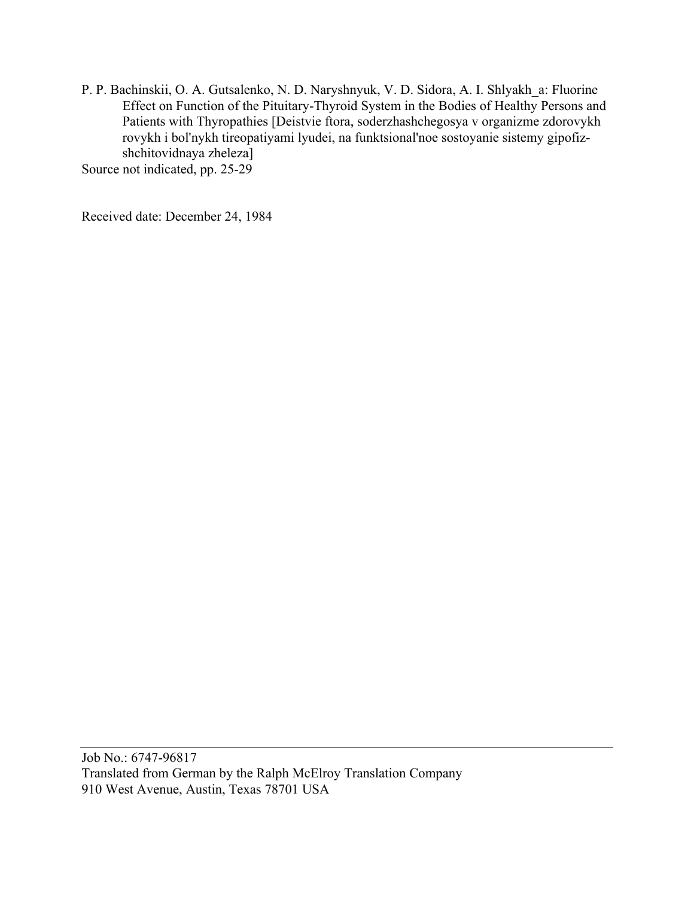P. P. Bachinskii, O. A. Gutsalenko, N. D. Naryshnyuk, V. D. Sidora, A. I. Shlyakh_a: Fluorine Effect on Function of the Pituitary-Thyroid System in the Bodies of Healthy Persons and Patients with Thyropathies [Deistvie ftora, soderzhashchegosya v organizme zdorovykh rovykh i bol'nykh tireopatiyami lyudei, na funktsional'noe sostoyanie sistemy gipofiz-shchitovidnaya zheleza]

Source not indicated, pp. 25-29

Received date: December 24, 1984

---

Job No.: 6747-96817

Translated from German by the Ralph McElroy Translation Company

910 West Avenue, Austin, Texas 78701 USA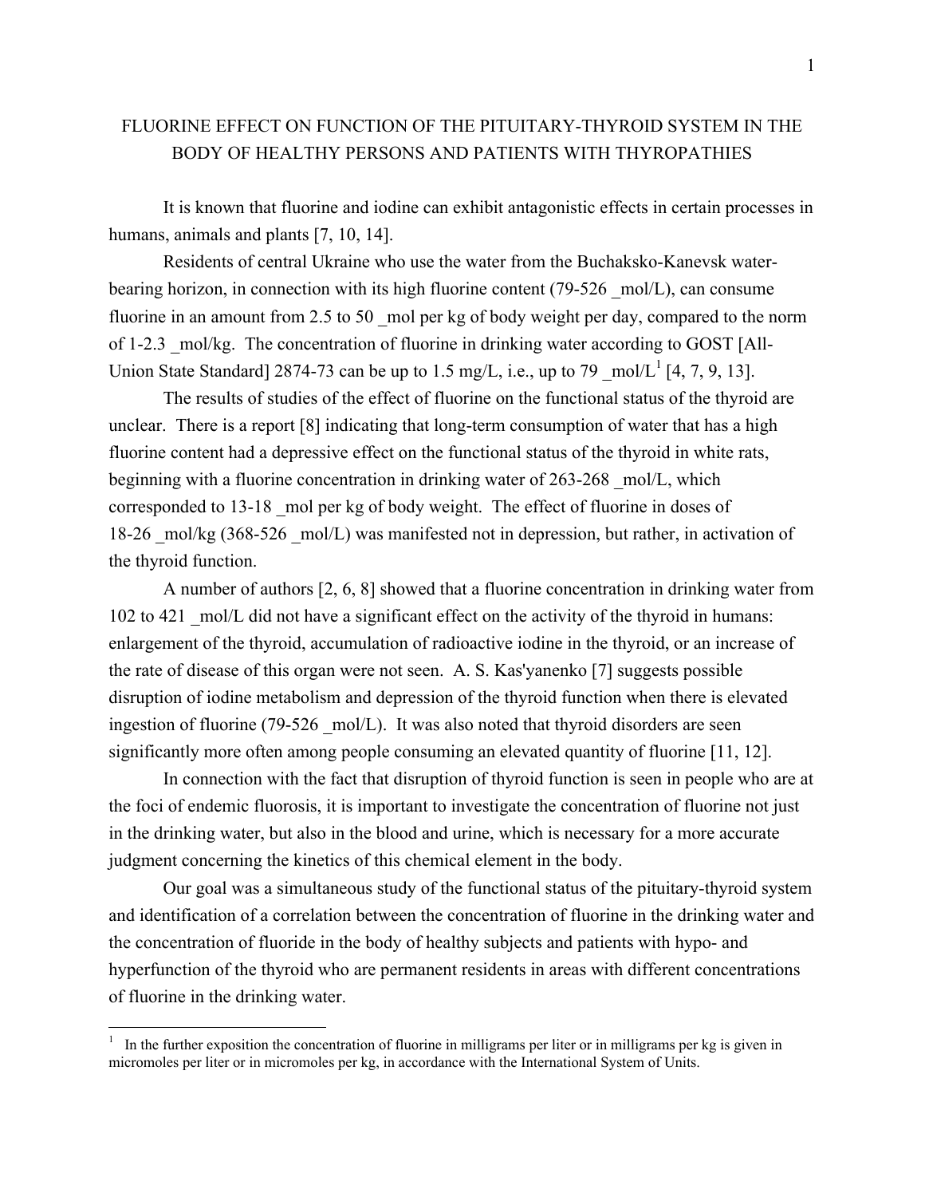# FLUORINE EFFECT ON FUNCTION OF THE PITUITARY-THYROID SYSTEM IN THE BODY OF HEALTHY PERSONS AND PATIENTS WITH THYROPATHIES

It is known that fluorine and iodine can exhibit antagonistic effects in certain processes in humans, animals and plants [7, 10, 14].

Residents of central Ukraine who use the water from the Buchaksko-Kanevsk water-bearing horizon, in connection with its high fluorine content (79-526 _mol/L), can consume fluorine in an amount from 2.5 to 50 _mol per kg of body weight per day, compared to the norm of 1-2.3 _mol/kg. The concentration of fluorine in drinking water according to GOST [All-Union State Standard] 2874-73 can be up to 1.5 mg/L, i.e., up to 79 _mol/L[1] [4, 7, 9, 13].

The results of studies of the effect of fluorine on the functional status of the thyroid are unclear. There is a report [8] indicating that long-term consumption of water that has a high fluorine content had a depressive effect on the functional status of the thyroid in white rats, beginning with a fluorine concentration in drinking water of 263-268 _mol/L, which corresponded to 13-18 _mol per kg of body weight. The effect of fluorine in doses of 18-26 _mol/kg (368-526 _mol/L) was manifested not in depression, but rather, in activation of the thyroid function.

A number of authors [2, 6, 8] showed that a fluorine concentration in drinking water from 102 to 421 _mol/L did not have a significant effect on the activity of the thyroid in humans: enlargement of the thyroid, accumulation of radioactive iodine in the thyroid, or an increase of the rate of disease of this organ were not seen. A. S. Kas'yanenko [7] suggests possible disruption of iodine metabolism and depression of the thyroid function when there is elevated ingestion of fluorine (79-526 _mol/L). It was also noted that thyroid disorders are seen significantly more often among people consuming an elevated quantity of fluorine [11, 12].

In connection with the fact that disruption of thyroid function is seen in people who are at the foci of endemic fluorosis, it is important to investigate the concentration of fluorine not just in the drinking water, but also in the blood and urine, which is necessary for a more accurate judgment concerning the kinetics of this chemical element in the body.

Our goal was a simultaneous study of the functional status of the pituitary-thyroid system and identification of a correlation between the concentration of fluorine in the drinking water and the concentration of fluoride in the body of healthy subjects and patients with hypo- and hyperfunction of the thyroid who are permanent residents in areas with different concentrations of fluorine in the drinking water.

---

[1] In the further exposition the concentration of fluorine in milligrams per liter or in milligrams per kg is given in micromoles per liter or in micromoles per kg, in accordance with the International System of Units.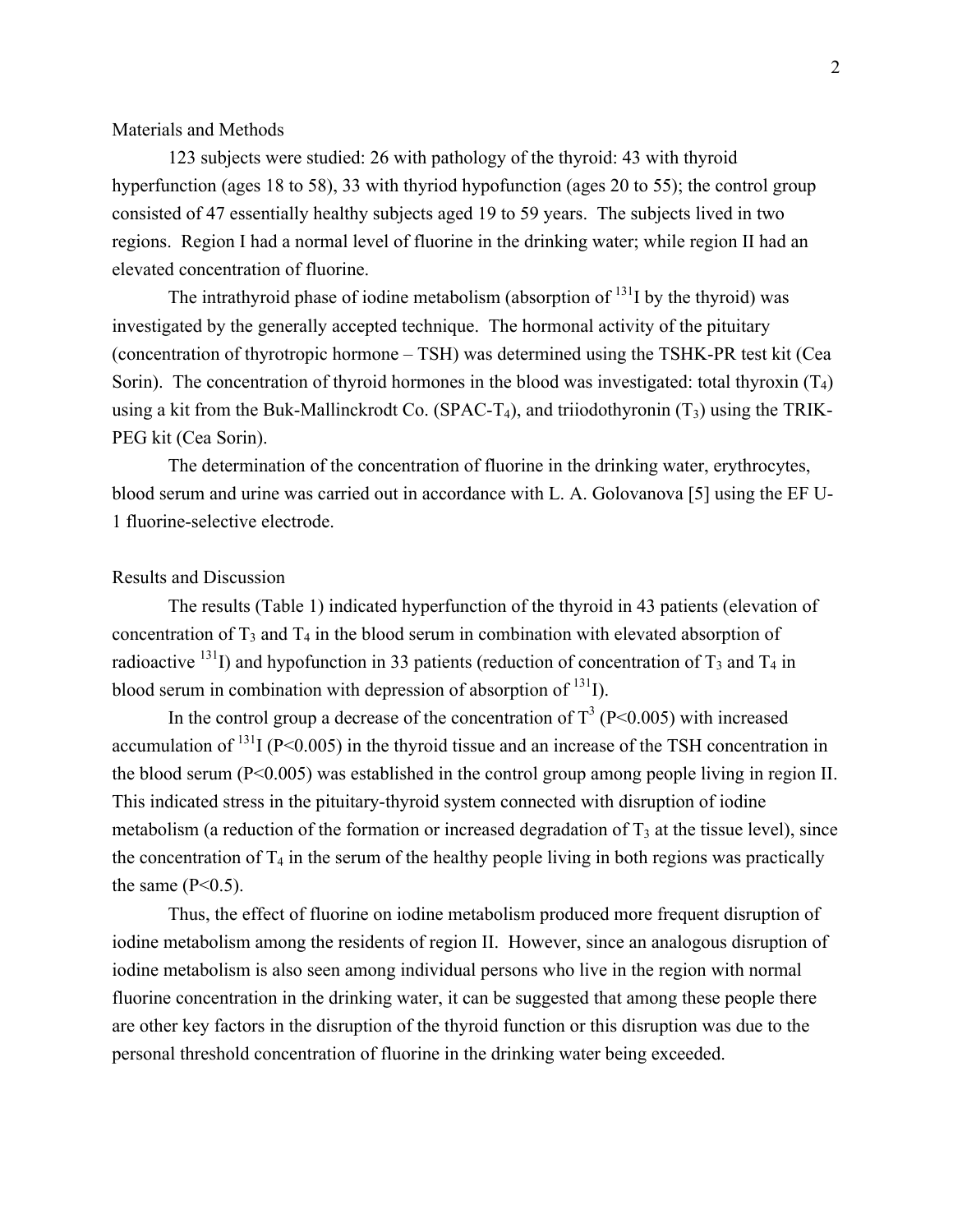## Materials and Methods

123 subjects were studied: 26 with pathology of the thyroid: 43 with thyroid hyperfunction (ages 18 to 58), 33 with thyriod hypofunction (ages 20 to 55); the control group consisted of 47 essentially healthy subjects aged 19 to 59 years. The subjects lived in two regions. Region I had a normal level of fluorine in the drinking water; while region II had an elevated concentration of fluorine.

The intrathyroid phase of iodine metabolism (absorption of $^{131}I$ by the thyroid) was investigated by the generally accepted technique. The hormonal activity of the pituitary (concentration of thyrotropic hormone – TSH) was determined using the TSHK-PR test kit (Cea Sorin). The concentration of thyroid hormones in the blood was investigated: total thyroxin ($T_4$) using a kit from the Buk-Mallinckrodt Co. (SPAC-$T_4$), and triiodothyronin ($T_3$) using the TRIK-PEG kit (Cea Sorin).

The determination of the concentration of fluorine in the drinking water, erythrocytes, blood serum and urine was carried out in accordance with L. A. Golovanova [5] using the EF U-1 fluorine-selective electrode.

## Results and Discussion

The results (Table 1) indicated hyperfunction of the thyroid in 43 patients (elevation of concentration of $T_3$ and $T_4$ in the blood serum in combination with elevated absorption of radioactive $^{131}I$) and hypofunction in 33 patients (reduction of concentration of $T_3$ and $T_4$ in blood serum in combination with depression of absorption of $^{131}I$).

In the control group a decrease of the concentration of $T^3$ ($P<0.005$) with increased accumulation of $^{131}I$ ($P<0.005$) in the thyroid tissue and an increase of the TSH concentration in the blood serum ($P<0.005$) was established in the control group among people living in region II. This indicated stress in the pituitary-thyroid system connected with disruption of iodine metabolism (a reduction of the formation or increased degradation of $T_3$ at the tissue level), since the concentration of $T_4$ in the serum of the healthy people living in both regions was practically the same ($P<0.5$).

Thus, the effect of fluorine on iodine metabolism produced more frequent disruption of iodine metabolism among the residents of region II. However, since an analogous disruption of iodine metabolism is also seen among individual persons who live in the region with normal fluorine concentration in the drinking water, it can be suggested that among these people there are other key factors in the disruption of the thyroid function or this disruption was due to the personal threshold concentration of fluorine in the drinking water being exceeded.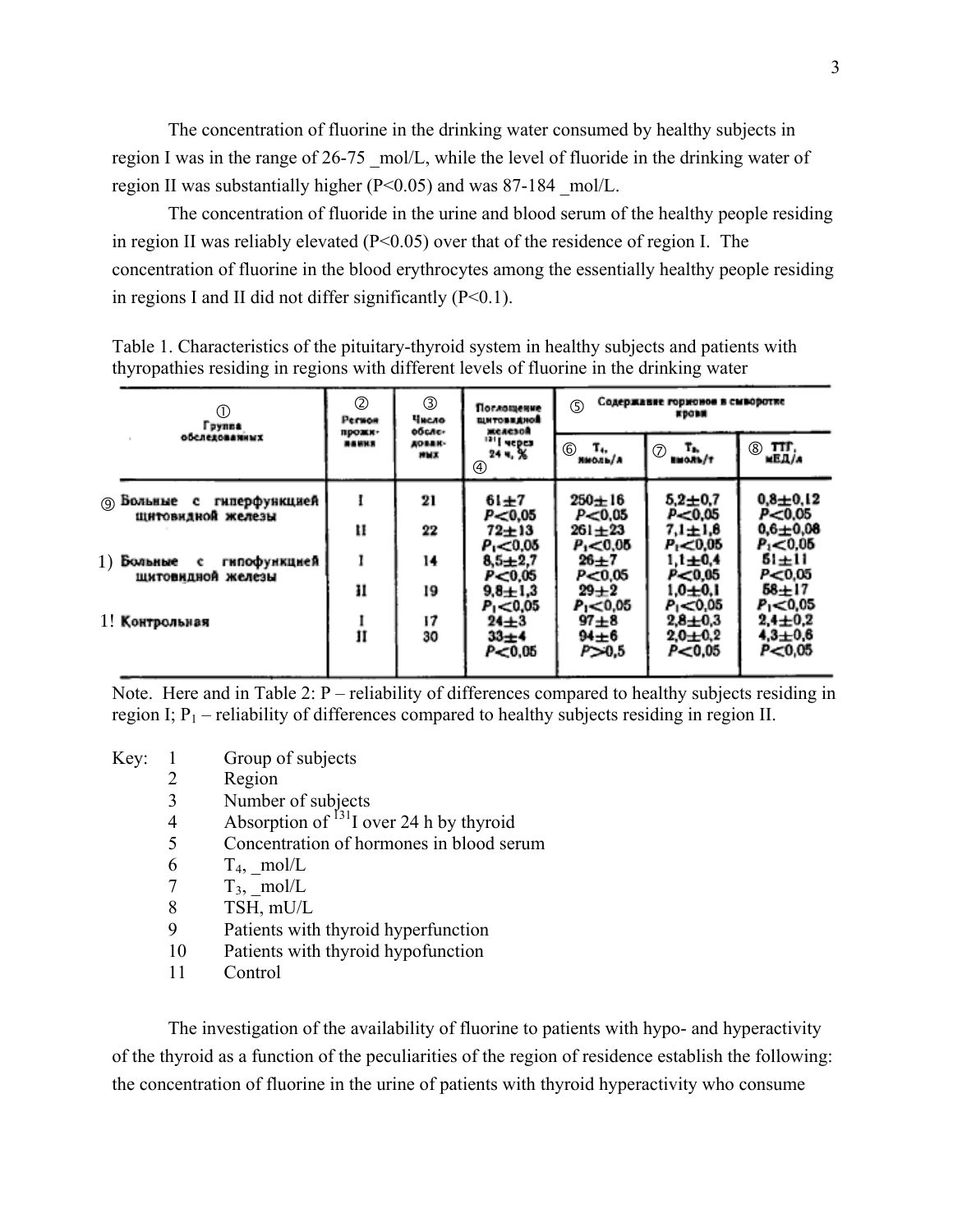The concentration of fluorine in the drinking water consumed by healthy subjects in region I was in the range of 26-75 _mol/L, while the level of fluoride in the drinking water of region II was substantially higher ($P<0.05$) and was 87-184 _mol/L.

The concentration of fluoride in the urine and blood serum of the healthy people residing in region II was reliably elevated ($P<0.05$) over that of the residence of region I. The concentration of fluorine in the blood erythrocytes among the essentially healthy people residing in regions I and II did not differ significantly ($P<0.1$).

Table 1. Characteristics of the pituitary-thyroid system in healthy subjects and patients with thyropathies residing in regions with different levels of fluorine in the drinking water

| ① Группа обследованных | ② Регион проживания | ③ Число обследованных | ④ Поглощение щитовидной железой $^{131}$I через 24 ч, % | ⑤ Содержание гормонов в сыворотке крови | | |
|---|---|---|---|---|---|---|
| | | | | ⑥ $T_4$, нмоль/л | ⑦ $T_3$, нмоль/л | ⑧ ТТГ, мЕД/л |
| ⑨ Больные с гиперфункцией щитовидной железы | I | 21 | 61±7 $P<0{,}05$ | 250±16 $P<0{,}05$ | 5,2±0,7 $P<0{,}05$ | 0,8±0,12 $P<0{,}05$ |
| | II | 22 | 72±13 $P_1<0{,}05$ | 261±23 $P_1<0{,}05$ | 7,1±1,8 $P_1<0{,}05$ | 0,6±0,08 $P_1<0{,}05$ |
| 1) Больные с гипофункцией щитовидной железы | I | 14 | 8,5±2,7 $P<0{,}05$ | 26±7 $P<0{,}05$ | 1,1±0,4 $P<0{,}05$ | 51±11 $P<0{,}05$ |
| | II | 19 | 9,8±1,3 $P_1<0{,}05$ | 29±2 $P_1<0{,}05$ | 1,0±0,1 $P_1<0{,}05$ | 58±17 $P_1<0{,}05$ |
| 1! Контрольная | I | 17 | 24±3 | 97±8 | 2,8±0,3 | 2,4±0,2 |
| | II | 30 | 33±4 $P<0{,}05$ | 94±6 $P>0{,}5$ | 2,0±0,2 $P<0{,}05$ | 4,3±0,6 $P<0{,}05$ |

Note. Here and in Table 2: P – reliability of differences compared to healthy subjects residing in region I; $P_1$ – reliability of differences compared to healthy subjects residing in region II.

Key:
1. Group of subjects
2. Region
3. Number of subjects
4. Absorption of $^{131}$I over 24 h by thyroid
5. Concentration of hormones in blood serum
6. $T_4$, _mol/L
7. $T_3$, _mol/L
8. TSH, mU/L
9. Patients with thyroid hyperfunction
10. Patients with thyroid hypofunction
11. Control

The investigation of the availability of fluorine to patients with hypo- and hyperactivity of the thyroid as a function of the peculiarities of the region of residence establish the following: the concentration of fluorine in the urine of patients with thyroid hyperactivity who consume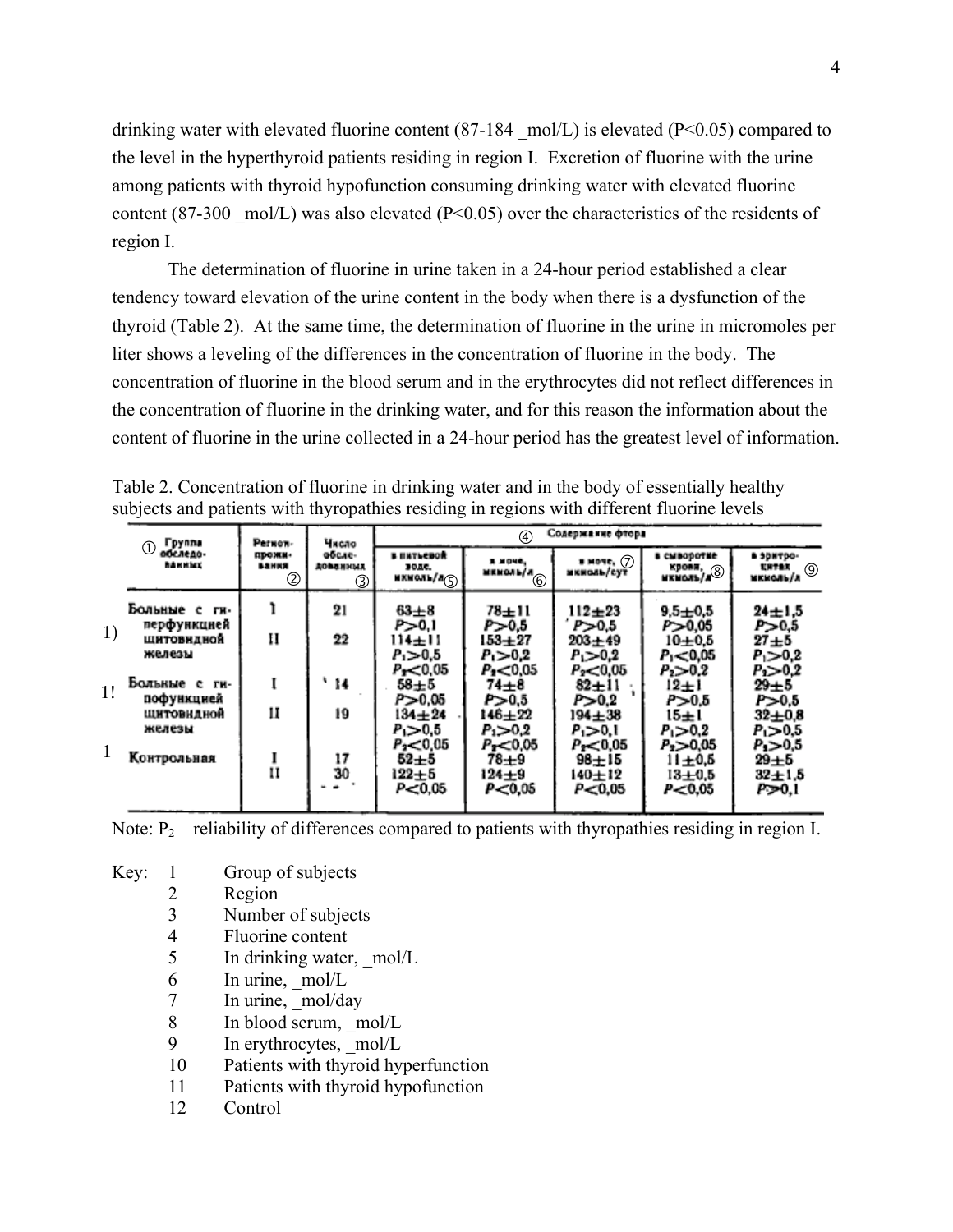drinking water with elevated fluorine content (87-184 _mol/L) is elevated ($P<0.05$) compared to the level in the hyperthyroid patients residing in region I. Excretion of fluorine with the urine among patients with thyroid hypofunction consuming drinking water with elevated fluorine content (87-300 _mol/L) was also elevated ($P<0.05$) over the characteristics of the residents of region I.

The determination of fluorine in urine taken in a 24-hour period established a clear tendency toward elevation of the urine content in the body when there is a dysfunction of the thyroid (Table 2). At the same time, the determination of fluorine in the urine in micromoles per liter shows a leveling of the differences in the concentration of fluorine in the body. The concentration of fluorine in the blood serum and in the erythrocytes did not reflect differences in the concentration of fluorine in the drinking water, and for this reason the information about the content of fluorine in the urine collected in a 24-hour period has the greatest level of information.

Table 2. Concentration of fluorine in drinking water and in the body of essentially healthy subjects and patients with thyropathies residing in regions with different fluorine levels

| ① Группа обследованных | ② Регион проживания | ③ Число обследованных | ④ Содержание фтора ⑤ в питьевой воде, мкмоль/л | ⑥ в моче, мкмоль/л | ⑦ в моче, мкмоль/сут | ⑧ в сыворотке крови, мкмоль/л | ⑨ в эритроцитах, мкмоль/л |
|---|---|---|---|---|---|---|---|
| 1) Больные с гиперфункцией щитовидной железы | I | 21 | 63±8<br>$P>0,1$ | 78±11<br>$P>0,5$ | 112±23<br>$P>0,5$ | 9,5±0,5<br>$P>0,05$ | 24±1,5<br>$P>0,5$ |
| | II | 22 | 114±11<br>$P_1>0,5$<br>$P_2<0,05$ | 153±27<br>$P_1>0,2$<br>$P_2<0,05$ | 203±49<br>$P_1>0,2$<br>$P_2<0,05$ | 10±0,5<br>$P_1<0,05$<br>$P_2>0,2$ | 27±5<br>$P_1>0,2$<br>$P_2>0,2$ |
| 1! Больные с гипофункцией щитовидной железы | I | 14 | 58±5<br>$P>0,05$ | 74±8<br>$P>0,5$ | 82±11<br>$P>0,2$ | 12±1<br>$P>0,5$ | 29±5<br>$P>0,5$ |
| | II | 19 | 134±24<br>$P_1>0,5$<br>$P_2<0,05$ | 146±22<br>$P_1>0,2$<br>$P_2<0,05$ | 194±38<br>$P_1>0,1$<br>$P_2<0,05$ | 15±1<br>$P_1>0,2$<br>$P_2>0,05$ | 32±0,8<br>$P_1>0,5$<br>$P_2>0,5$ |
| 1 Контрольная | I | 17 | 52±5 | 78±9 | 98±15 | 11±0,5 | 29±5 |
| | II | 30 | 122±5<br>$P<0,05$ | 124±9<br>$P<0,05$ | 140±12<br>$P<0,05$ | 13±0,5<br>$P<0,05$ | 32±1,5<br>$P>0,1$ |

Note: $P_2$ – reliability of differences compared to patients with thyropathies residing in region I.

Key:
1. Group of subjects
2. Region
3. Number of subjects
4. Fluorine content
5. In drinking water, _mol/L
6. In urine, _mol/L
7. In urine, _mol/day
8. In blood serum, _mol/L
9. In erythrocytes, _mol/L
10. Patients with thyroid hyperfunction
11. Patients with thyroid hypofunction
12. Control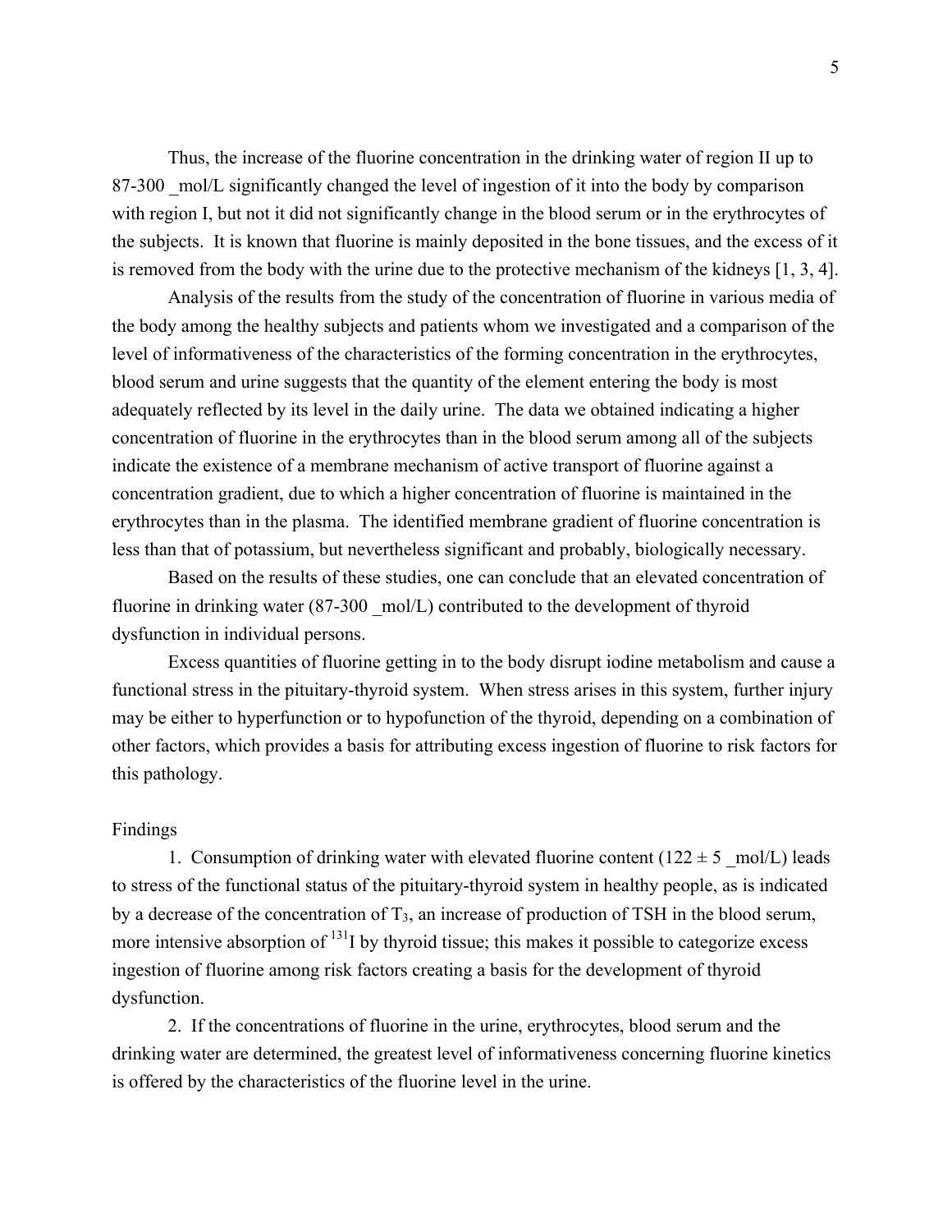Thus, the increase of the fluorine concentration in the drinking water of region II up to 87-300 _mol/L significantly changed the level of ingestion of it into the body by comparison with region I, but not it did not significantly change in the blood serum or in the erythrocytes of the subjects. It is known that fluorine is mainly deposited in the bone tissues, and the excess of it is removed from the body with the urine due to the protective mechanism of the kidneys [1, 3, 4].

Analysis of the results from the study of the concentration of fluorine in various media of the body among the healthy subjects and patients whom we investigated and a comparison of the level of informativeness of the characteristics of the forming concentration in the erythrocytes, blood serum and urine suggests that the quantity of the element entering the body is most adequately reflected by its level in the daily urine. The data we obtained indicating a higher concentration of fluorine in the erythrocytes than in the blood serum among all of the subjects indicate the existence of a membrane mechanism of active transport of fluorine against a concentration gradient, due to which a higher concentration of fluorine is maintained in the erythrocytes than in the plasma. The identified membrane gradient of fluorine concentration is less than that of potassium, but nevertheless significant and probably, biologically necessary.

Based on the results of these studies, one can conclude that an elevated concentration of fluorine in drinking water (87-300 _mol/L) contributed to the development of thyroid dysfunction in individual persons.

Excess quantities of fluorine getting in to the body disrupt iodine metabolism and cause a functional stress in the pituitary-thyroid system. When stress arises in this system, further injury may be either to hyperfunction or to hypofunction of the thyroid, depending on a combination of other factors, which provides a basis for attributing excess ingestion of fluorine to risk factors for this pathology.

## Findings

1. Consumption of drinking water with elevated fluorine content (122 ± 5 _mol/L) leads to stress of the functional status of the pituitary-thyroid system in healthy people, as is indicated by a decrease of the concentration of $T_3$, an increase of production of TSH in the blood serum, more intensive absorption of $^{131}I$ by thyroid tissue; this makes it possible to categorize excess ingestion of fluorine among risk factors creating a basis for the development of thyroid dysfunction.

2. If the concentrations of fluorine in the urine, erythrocytes, blood serum and the drinking water are determined, the greatest level of informativeness concerning fluorine kinetics is offered by the characteristics of the fluorine level in the urine.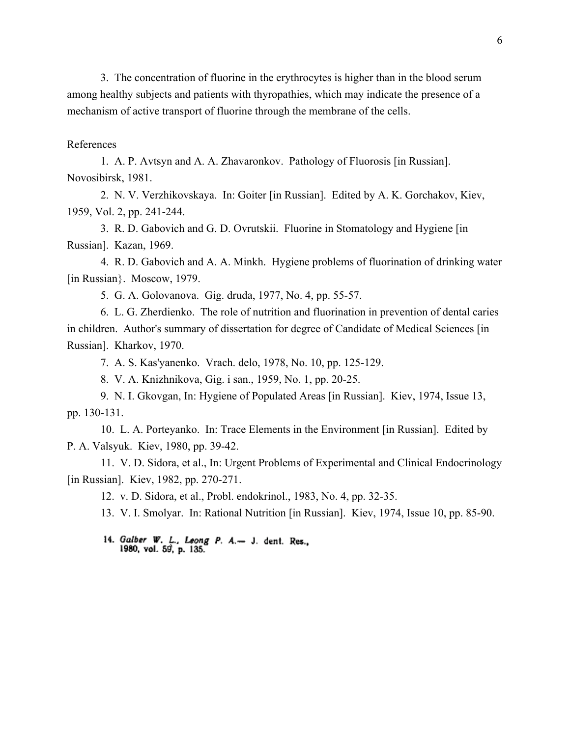3. The concentration of fluorine in the erythrocytes is higher than in the blood serum among healthy subjects and patients with thyropathies, which may indicate the presence of a mechanism of active transport of fluorine through the membrane of the cells.

References

1. A. P. Avtsyn and A. A. Zhavaronkov. Pathology of Fluorosis [in Russian]. Novosibirsk, 1981.
2. N. V. Verzhikovskaya. In: Goiter [in Russian]. Edited by A. K. Gorchakov, Kiev, 1959, Vol. 2, pp. 241-244.
3. R. D. Gabovich and G. D. Ovrutskii. Fluorine in Stomatology and Hygiene [in Russian]. Kazan, 1969.
4. R. D. Gabovich and A. A. Minkh. Hygiene problems of fluorination of drinking water [in Russian}. Moscow, 1979.
5. G. A. Golovanova. Gig. druda, 1977, No. 4, pp. 55-57.
6. L. G. Zherdienko. The role of nutrition and fluorination in prevention of dental caries in children. Author's summary of dissertation for degree of Candidate of Medical Sciences [in Russian]. Kharkov, 1970.
7. A. S. Kas'yanenko. Vrach. delo, 1978, No. 10, pp. 125-129.
8. V. A. Knizhnikova, Gig. i san., 1959, No. 1, pp. 20-25.
9. N. I. Gkovgan, In: Hygiene of Populated Areas [in Russian]. Kiev, 1974, Issue 13, pp. 130-131.
10. L. A. Porteyanko. In: Trace Elements in the Environment [in Russian]. Edited by P. A. Valsyuk. Kiev, 1980, pp. 39-42.
11. V. D. Sidora, et al., In: Urgent Problems of Experimental and Clinical Endocrinology [in Russian]. Kiev, 1982, pp. 270-271.
12. v. D. Sidora, et al., Probl. endokrinol., 1983, No. 4, pp. 32-35.
13. V. I. Smolyar. In: Rational Nutrition [in Russian]. Kiev, 1974, Issue 10, pp. 85-90.
14. *Galber W. L., Leong P. A.*— J. dent. Res., 1980, vol. 59, p. 135.